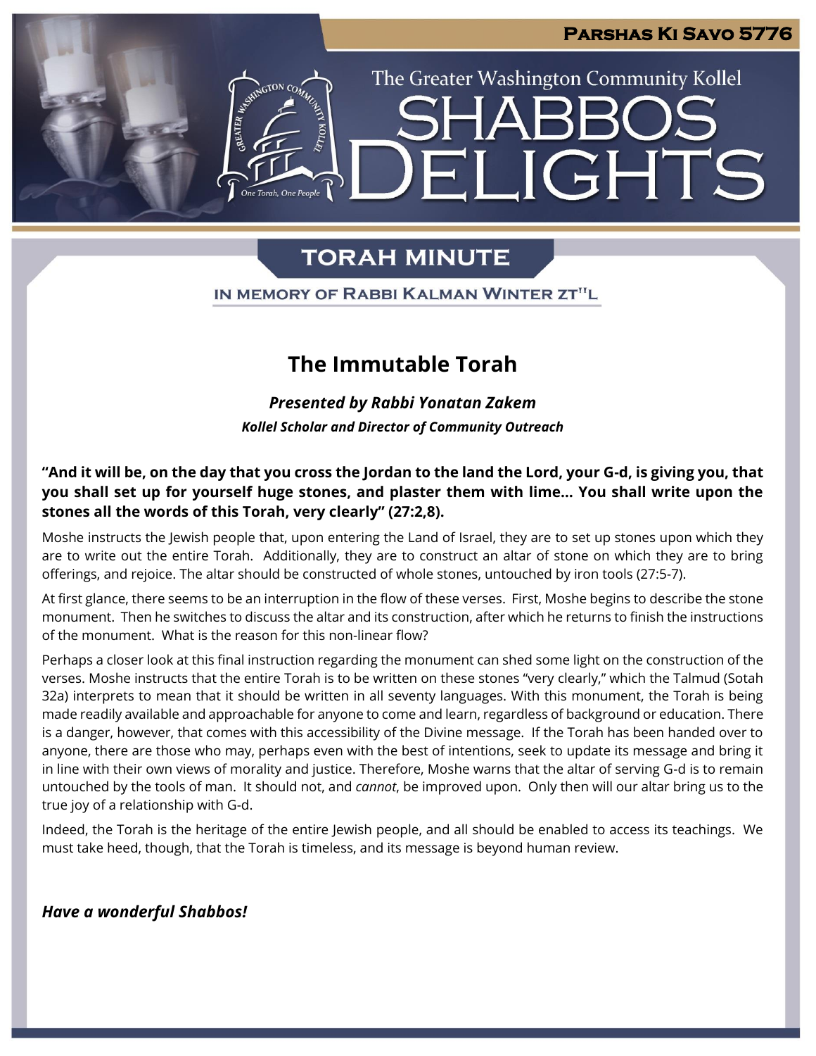Parshas Ki Savo 5776

The Greater Washington Community Kollel

# Shabbos Delights

## Torah Minute

In Memory of Rabbi Kalman Winter zt"l

# The Immutable Torah

***Presented by Rabbi Yonatan Zakem***

***Kollel Scholar and Director of Community Outreach***

**"And it will be, on the day that you cross the Jordan to the land the Lord, your G-d, is giving you, that you shall set up for yourself huge stones, and plaster them with lime... You shall write upon the stones all the words of this Torah, very clearly" (27:2,8).**

Moshe instructs the Jewish people that, upon entering the Land of Israel, they are to set up stones upon which they are to write out the entire Torah. Additionally, they are to construct an altar of stone on which they are to bring offerings, and rejoice. The altar should be constructed of whole stones, untouched by iron tools (27:5-7).

At first glance, there seems to be an interruption in the flow of these verses. First, Moshe begins to describe the stone monument. Then he switches to discuss the altar and its construction, after which he returns to finish the instructions of the monument. What is the reason for this non-linear flow?

Perhaps a closer look at this final instruction regarding the monument can shed some light on the construction of the verses. Moshe instructs that the entire Torah is to be written on these stones "very clearly," which the Talmud (Sotah 32a) interprets to mean that it should be written in all seventy languages. With this monument, the Torah is being made readily available and approachable for anyone to come and learn, regardless of background or education. There is a danger, however, that comes with this accessibility of the Divine message. If the Torah has been handed over to anyone, there are those who may, perhaps even with the best of intentions, seek to update its message and bring it in line with their own views of morality and justice. Therefore, Moshe warns that the altar of serving G-d is to remain untouched by the tools of man. It should not, and *cannot*, be improved upon. Only then will our altar bring us to the true joy of a relationship with G-d.

Indeed, the Torah is the heritage of the entire Jewish people, and all should be enabled to access its teachings. We must take heed, though, that the Torah is timeless, and its message is beyond human review.

***Have a wonderful Shabbos!***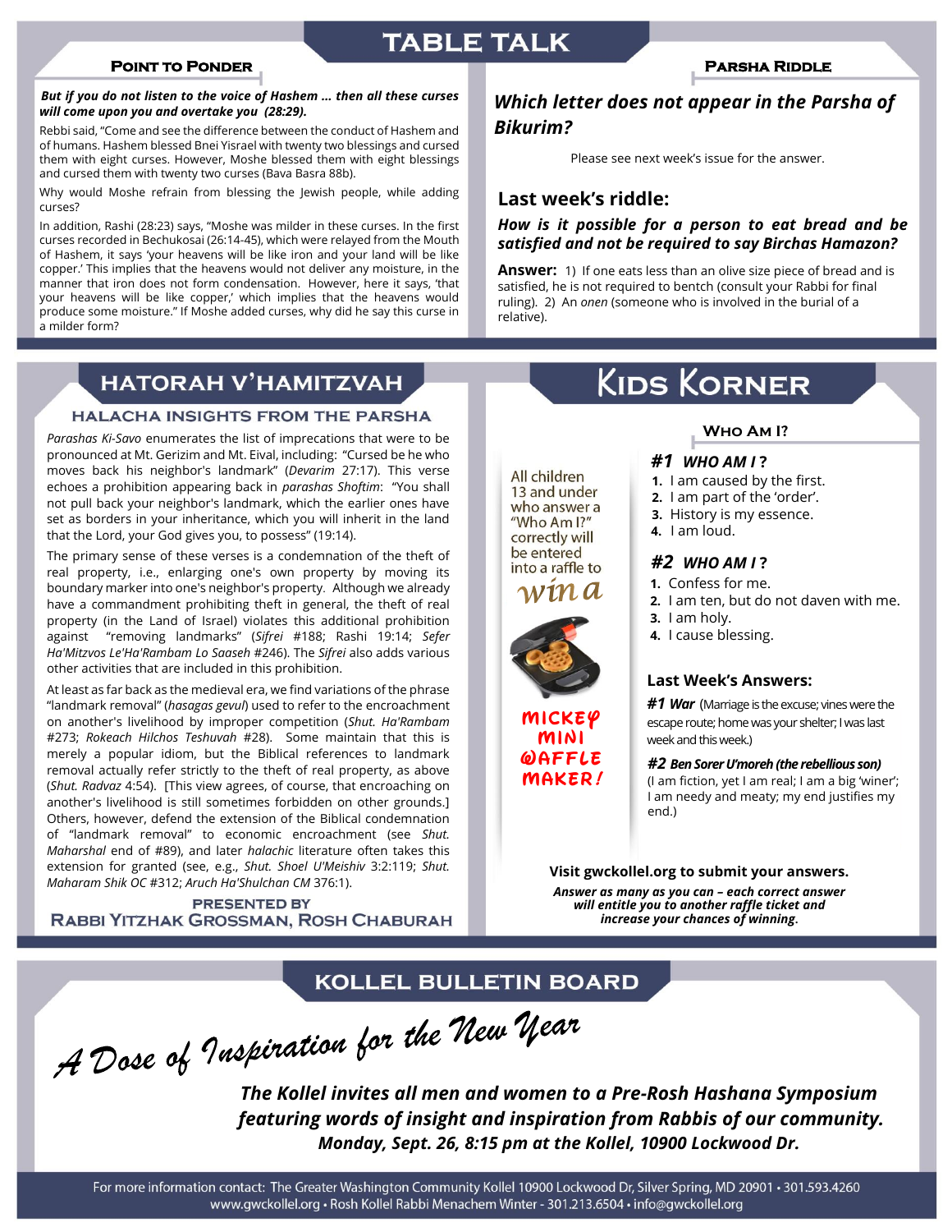# TABLE TALK

## Point to Ponder

***But if you do not listen to the voice of Hashem … then all these curses will come upon you and overtake you (28:29).***

Rebbi said, "Come and see the difference between the conduct of Hashem and of humans. Hashem blessed Bnei Yisrael with twenty two blessings and cursed them with eight curses. However, Moshe blessed them with eight blessings and cursed them with twenty two curses (Bava Basra 88b).

Why would Moshe refrain from blessing the Jewish people, while adding curses?

In addition, Rashi (28:23) says, "Moshe was milder in these curses. In the first curses recorded in Bechukosai (26:14-45), which were relayed from the Mouth of Hashem, it says 'your heavens will be like iron and your land will be like copper.' This implies that the heavens would not deliver any moisture, in the manner that iron does not form condensation. However, here it says, 'that your heavens will be like copper,' which implies that the heavens would produce some moisture." If Moshe added curses, why did he say this curse in a milder form?

## Parsha Riddle

***Which letter does not appear in the Parsha of Bikurim?***

Please see next week's issue for the answer.

### Last week's riddle:

***How is it possible for a person to eat bread and be satisfied and not be required to say Birchas Hamazon?***

**Answer:** 1) If one eats less than an olive size piece of bread and is satisfied, he is not required to bentch (consult your Rabbi for final ruling). 2) An *onen* (someone who is involved in the burial of a relative).

# HATORAH V'HAMITZVAH

## HALACHA INSIGHTS FROM THE PARSHA

*Parashas Ki-Savo* enumerates the list of imprecations that were to be pronounced at Mt. Gerizim and Mt. Eival, including: "Cursed be he who moves back his neighbor's landmark" (*Devarim* 27:17). This verse echoes a prohibition appearing back in *parashas Shoftim*: "You shall not pull back your neighbor's landmark, which the earlier ones have set as borders in your inheritance, which you will inherit in the land that the Lord, your God gives you, to possess" (19:14).

The primary sense of these verses is a condemnation of the theft of real property, i.e., enlarging one's own property by moving its boundary marker into one's neighbor's property. Although we already have a commandment prohibiting theft in general, the theft of real property (in the Land of Israel) violates this additional prohibition against "removing landmarks" (*Sifrei* #188; Rashi 19:14; *Sefer Ha'Mitzvos Le'Ha'Rambam Lo Saaseh* #246). The *Sifrei* also adds various other activities that are included in this prohibition.

At least as far back as the medieval era, we find variations of the phrase "landmark removal" (*hasagas gevul*) used to refer to the encroachment on another's livelihood by improper competition (*Shut. Ha'Rambam* #273; *Rokeach Hilchos Teshuvah* #28). Some maintain that this is merely a popular idiom, but the Biblical references to landmark removal actually refer strictly to the theft of real property, as above (*Shut. Radvaz* 4:54). [This view agrees, of course, that encroaching on another's livelihood is still sometimes forbidden on other grounds.] Others, however, defend the extension of the Biblical condemnation of "landmark removal" to economic encroachment (see *Shut. Maharshal* end of #89), and later *halachic* literature often takes this extension for granted (see, e.g., *Shut. Shoel U'Meishiv* 3:2:119; *Shut. Maharam Shik OC* #312; *Aruch Ha'Shulchan CM* 376:1).

PRESENTED BY
RABBI YITZHAK GROSSMAN, ROSH CHABURAH

# KIDS KORNER

All children 13 and under who answer a "Who Am I?" correctly will be entered into a raffle to *win a* MICKEY MINI WAFFLE MAKER!

## Who Am I?

### #1 WHO AM I ?

1. I am caused by the first.
2. I am part of the 'order'.
3. History is my essence.
4. I am loud.

### #2 WHO AM I ?

1. Confess for me.
2. I am ten, but do not daven with me.
3. I am holy.
4. I cause blessing.

### Last Week's Answers:

***#1 War*** (Marriage is the excuse; vines were the escape route; home was your shelter; I was last week and this week.)

***#2 Ben Sorer U'moreh (the rebellious son)*** (I am fiction, yet I am real; I am a big 'winer'; I am needy and meaty; my end justifies my end.)

**Visit gwckollel.org to submit your answers.**

***Answer as many as you can – each correct answer will entitle you to another raffle ticket and increase your chances of winning.***

# KOLLEL BULLETIN BOARD

## *A Dose of Inspiration for the New Year*

***The Kollel invites all men and women to a Pre-Rosh Hashana Symposium featuring words of insight and inspiration from Rabbis of our community.***
***Monday, Sept. 26, 8:15 pm at the Kollel, 10900 Lockwood Dr.***

For more information contact: The Greater Washington Community Kollel 10900 Lockwood Dr, Silver Spring, MD 20901 • 301.593.4260
www.gwckollel.org • Rosh Kollel Rabbi Menachem Winter - 301.213.6504 • info@gwckollel.org